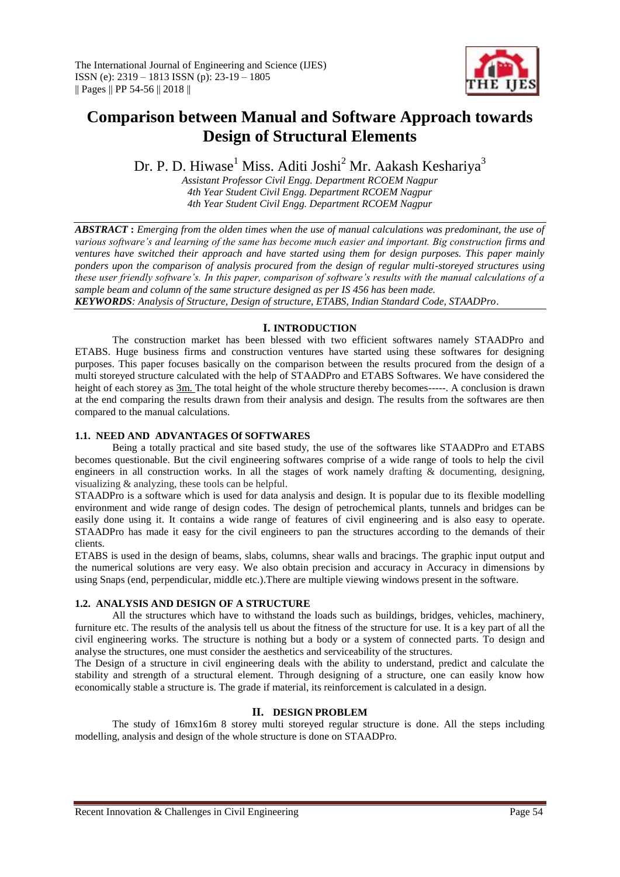# Comparison between Manual and Software Approach towards Design of Structural Elements

Dr. P. D. Hiwase[1] Miss. Aditi Joshi[2] Mr. Aakash Keshariya[3]

*Assistant Professor Civil Engg. Department RCOEM Nagpur*
*4th Year Student Civil Engg. Department RCOEM Nagpur*
*4th Year Student Civil Engg. Department RCOEM Nagpur*

***ABSTRACT*** **:** *Emerging from the olden times when the use of manual calculations was predominant, the use of various software's and learning of the same has become much easier and important. Big construction firms and ventures have switched their approach and have started using them for design purposes. This paper mainly ponders upon the comparison of analysis procured from the design of regular multi-storeyed structures using these user friendly software's. In this paper, comparison of software's results with the manual calculations of a sample beam and column of the same structure designed as per IS 456 has been made.*

***KEYWORDS****: Analysis of Structure, Design of structure, ETABS, Indian Standard Code, STAADPro*.

## I. INTRODUCTION

The construction market has been blessed with two efficient softwares namely STAADPro and ETABS. Huge business firms and construction ventures have started using these softwares for designing purposes. This paper focuses basically on the comparison between the results procured from the design of a multi storeyed structure calculated with the help of STAADPro and ETABS Softwares. We have considered the height of each storey as 3m. The total height of the whole structure thereby becomes-----. A conclusion is drawn at the end comparing the results drawn from their analysis and design. The results from the softwares are then compared to the manual calculations.

### 1.1. NEED AND ADVANTAGES Of SOFTWARES

Being a totally practical and site based study, the use of the softwares like STAADPro and ETABS becomes questionable. But the civil engineering softwares comprise of a wide range of tools to help the civil engineers in all construction works. In all the stages of work namely drafting & documenting, designing, visualizing & analyzing, these tools can be helpful.

STAADPro is a software which is used for data analysis and design. It is popular due to its flexible modelling environment and wide range of design codes. The design of petrochemical plants, tunnels and bridges can be easily done using it. It contains a wide range of features of civil engineering and is also easy to operate. STAADPro has made it easy for the civil engineers to pan the structures according to the demands of their clients.

ETABS is used in the design of beams, slabs, columns, shear walls and bracings. The graphic input output and the numerical solutions are very easy. We also obtain precision and accuracy in Accuracy in dimensions by using Snaps (end, perpendicular, middle etc.).There are multiple viewing windows present in the software.

### 1.2. ANALYSIS AND DESIGN OF A STRUCTURE

All the structures which have to withstand the loads such as buildings, bridges, vehicles, machinery, furniture etc. The results of the analysis tell us about the fitness of the structure for use. It is a key part of all the civil engineering works. The structure is nothing but a body or a system of connected parts. To design and analyse the structures, one must consider the aesthetics and serviceability of the structures.

The Design of a structure in civil engineering deals with the ability to understand, predict and calculate the stability and strength of a structural element. Through designing of a structure, one can easily know how economically stable a structure is. The grade if material, its reinforcement is calculated in a design.

## II. DESIGN PROBLEM

The study of 16mx16m 8 storey multi storeyed regular structure is done. All the steps including modelling, analysis and design of the whole structure is done on STAADPro.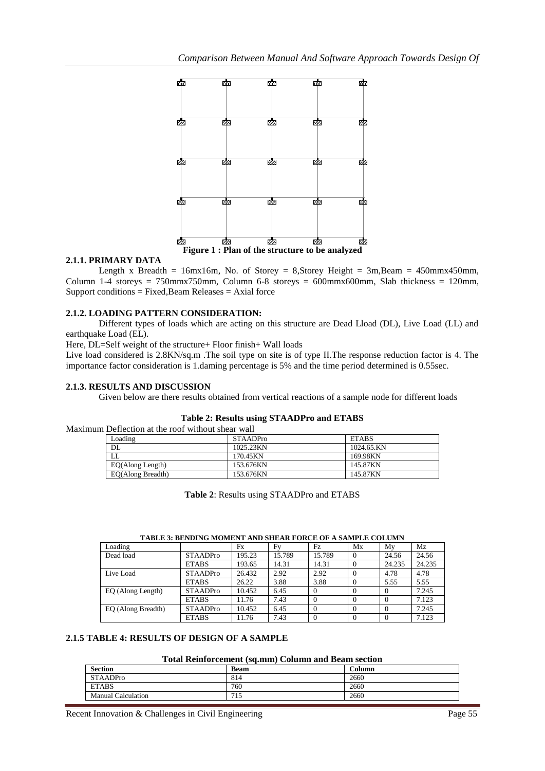**Figure 1 : Plan of the structure to be analyzed**

### 2.1.1. PRIMARY DATA

Length x Breadth = 16mx16m, No. of Storey = 8,Storey Height = 3m,Beam = 450mmx450mm, Column 1-4 storeys = 750mmx750mm, Column 6-8 storeys = 600mmx600mm, Slab thickness = 120mm, Support conditions = Fixed,Beam Releases = Axial force

### 2.1.2. LOADING PATTERN CONSIDERATION:

Different types of loads which are acting on this structure are Dead Lload (DL), Live Load (LL) and earthquake Load (EL).

Here, DL=Self weight of the structure+ Floor finish+ Wall loads

Live load considered is 2.8KN/sq.m .The soil type on site is of type II.The response reduction factor is 4. The importance factor consideration is 1.daming percentage is 5% and the time period determined is 0.55sec.

### 2.1.3. RESULTS AND DISCUSSION

Given below are there results obtained from vertical reactions of a sample node for different loads

**Table 2: Results using STAADPro and ETABS**

Maximum Deflection at the roof without shear wall

| Loading | STAADPro | ETABS |
|---|---|---|
| DL | 1025.23KN | 1024.65.KN |
| LL | 170.45KN | 169.98KN |
| EQ(Along Length) | 153.676KN | 145.87KN |
| EQ(Along Breadth) | 153.676KN | 145.87KN |

**Table 2**: Results using STAADPro and ETABS

**TABLE 3: BENDING MOMENT AND SHEAR FORCE OF A SAMPLE COLUMN**

| Loading | | Fx | Fy | Fz | Mx | My | Mz |
|---|---|---|---|---|---|---|---|
| Dead load | STAADPro | 195.23 | 15.789 | 15.789 | 0 | 24.56 | 24.56 |
| | ETABS | 193.65 | 14.31 | 14.31 | 0 | 24.235 | 24.235 |
| Live Load | STAADPro | 26.432 | 2.92 | 2.92 | 0 | 4.78 | 4.78 |
| | ETABS | 26.22 | 3.88 | 3.88 | 0 | 5.55 | 5.55 |
| EQ (Along Length) | STAADPro | 10.452 | 6.45 | 0 | 0 | 0 | 7.245 |
| | ETABS | 11.76 | 7.43 | 0 | 0 | 0 | 7.123 |
| EQ (Along Breadth) | STAADPro | 10.452 | 6.45 | 0 | 0 | 0 | 7.245 |
| | ETABS | 11.76 | 7.43 | 0 | 0 | 0 | 7.123 |

### 2.1.5 TABLE 4: RESULTS OF DESIGN OF A SAMPLE

**Total Reinforcement (sq.mm) Column and Beam section**

| Section | Beam | Column |
|---|---|---|
| STAADPro | 814 | 2660 |
| ETABS | 760 | 2660 |
| Manual Calculation | 715 | 2660 |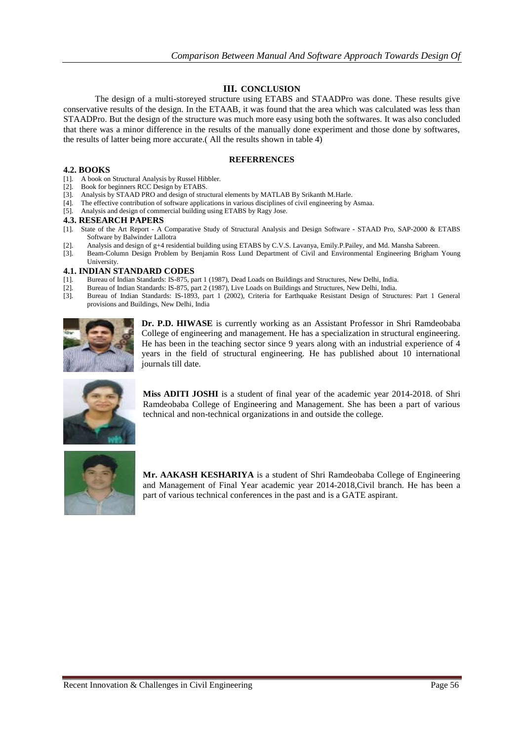## III. CONCLUSION

The design of a multi-storeyed structure using ETABS and STAADPro was done. These results give conservative results of the design. In the ETAAB, it was found that the area which was calculated was less than STAADPro. But the design of the structure was much more easy using both the softwares. It was also concluded that there was a minor difference in the results of the manually done experiment and those done by softwares, the results of latter being more accurate.( All the results shown in table 4)

## REFERRENCES

### 4.2. BOOKS

[1]. A book on Structural Analysis by Russel Hibbler.
[2]. Book for beginners RCC Design by ETABS.
[3]. Analysis by STAAD PRO and design of structural elements by MATLAB By Srikanth M.Harle.
[4]. The effective contribution of software applications in various disciplines of civil engineering by Asmaa.
[5]. Analysis and design of commercial building using ETABS by Ragy Jose.

### 4.3. RESEARCH PAPERS

[1]. State of the Art Report - A Comparative Study of Structural Analysis and Design Software - STAAD Pro, SAP-2000 & ETABS Software by Balwinder Lallotra
[2]. Analysis and design of g+4 residential building using ETABS by C.V.S. Lavanya, Emily.P.Pailey, and Md. Mansha Sabreen.
[3]. Beam-Column Design Problem by Benjamin Ross Lund Department of Civil and Environmental Engineering Brigham Young University.

### 4.1. INDIAN STANDARD CODES

[1]. Bureau of Indian Standards: IS-875, part 1 (1987), Dead Loads on Buildings and Structures, New Delhi, India.
[2]. Bureau of Indian Standards: IS-875, part 2 (1987), Live Loads on Buildings and Structures, New Delhi, India.
[3]. Bureau of Indian Standards: IS-1893, part 1 (2002), Criteria for Earthquake Resistant Design of Structures: Part 1 General provisions and Buildings, New Delhi, India

**Dr. P.D. HIWASE** is currently working as an Assistant Professor in Shri Ramdeobaba College of engineering and management. He has a specialization in structural engineering. He has been in the teaching sector since 9 years along with an industrial experience of 4 years in the field of structural engineering. He has published about 10 international journals till date.

**Miss ADITI JOSHI** is a student of final year of the academic year 2014-2018. of Shri Ramdeobaba College of Engineering and Management. She has been a part of various technical and non-technical organizations in and outside the college.

**Mr. AAKASH KESHARIYA** is a student of Shri Ramdeobaba College of Engineering and Management of Final Year academic year 2014-2018,Civil branch. He has been a part of various technical conferences in the past and is a GATE aspirant.